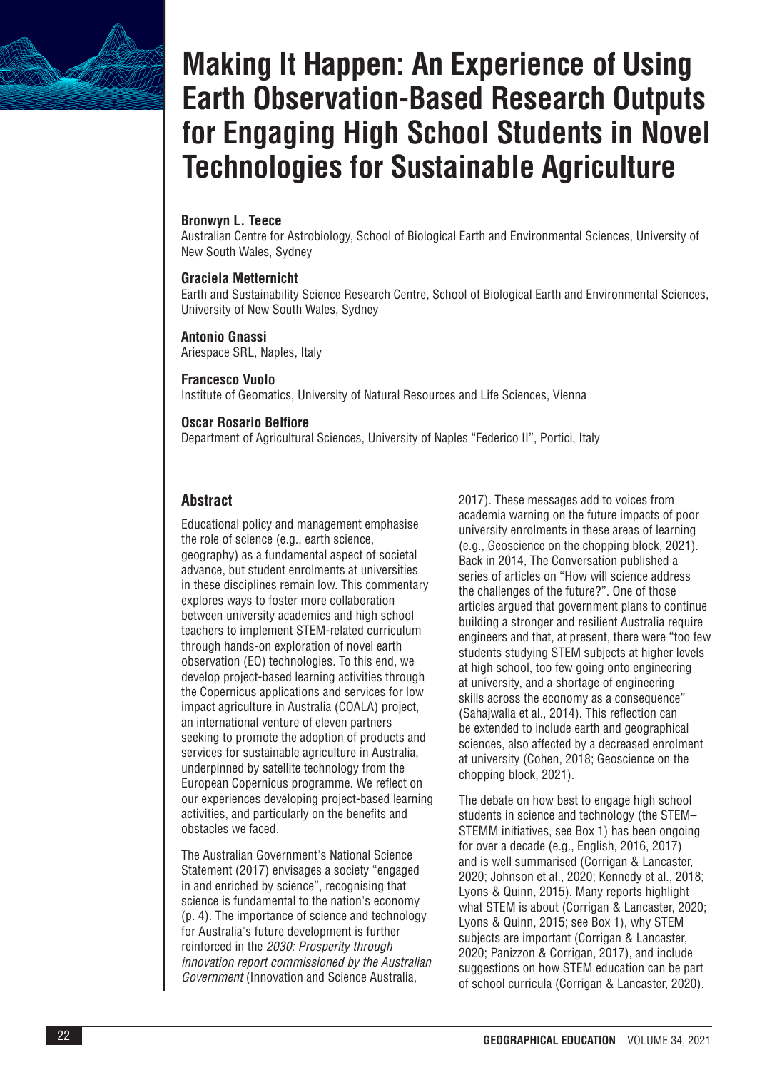# Making It Happen: An Experience of Using Earth Observation-Based Research Outputs for Engaging High School Students in Novel Technologies for Sustainable Agriculture

**Bronwyn L. Teece**
Australian Centre for Astrobiology, School of Biological Earth and Environmental Sciences, University of New South Wales, Sydney

**Graciela Metternicht**
Earth and Sustainability Science Research Centre, School of Biological Earth and Environmental Sciences, University of New South Wales, Sydney

**Antonio Gnassi**
Ariespace SRL, Naples, Italy

**Francesco Vuolo**
Institute of Geomatics, University of Natural Resources and Life Sciences, Vienna

**Oscar Rosario Belfiore**
Department of Agricultural Sciences, University of Naples "Federico II", Portici, Italy

## Abstract

Educational policy and management emphasise the role of science (e.g., earth science, geography) as a fundamental aspect of societal advance, but student enrolments at universities in these disciplines remain low. This commentary explores ways to foster more collaboration between university academics and high school teachers to implement STEM-related curriculum through hands-on exploration of novel earth observation (EO) technologies. To this end, we develop project-based learning activities through the Copernicus applications and services for low impact agriculture in Australia (COALA) project, an international venture of eleven partners seeking to promote the adoption of products and services for sustainable agriculture in Australia, underpinned by satellite technology from the European Copernicus programme. We reflect on our experiences developing project-based learning activities, and particularly on the benefits and obstacles we faced.

The Australian Government's National Science Statement (2017) envisages a society "engaged in and enriched by science", recognising that science is fundamental to the nation's economy (p. 4). The importance of science and technology for Australia's future development is further reinforced in the *2030: Prosperity through innovation report commissioned by the Australian Government* (Innovation and Science Australia, 2017). These messages add to voices from academia warning on the future impacts of poor university enrolments in these areas of learning (e.g., Geoscience on the chopping block, 2021). Back in 2014, The Conversation published a series of articles on "How will science address the challenges of the future?". One of those articles argued that government plans to continue building a stronger and resilient Australia require engineers and that, at present, there were "too few students studying STEM subjects at higher levels at high school, too few going onto engineering at university, and a shortage of engineering skills across the economy as a consequence" (Sahajwalla et al., 2014). This reflection can be extended to include earth and geographical sciences, also affected by a decreased enrolment at university (Cohen, 2018; Geoscience on the chopping block, 2021).

The debate on how best to engage high school students in science and technology (the STEM–STEMM initiatives, see Box 1) has been ongoing for over a decade (e.g., English, 2016, 2017) and is well summarised (Corrigan & Lancaster, 2020; Johnson et al., 2020; Kennedy et al., 2018; Lyons & Quinn, 2015). Many reports highlight what STEM is about (Corrigan & Lancaster, 2020; Lyons & Quinn, 2015; see Box 1), why STEM subjects are important (Corrigan & Lancaster, 2020; Panizzon & Corrigan, 2017), and include suggestions on how STEM education can be part of school curricula (Corrigan & Lancaster, 2020).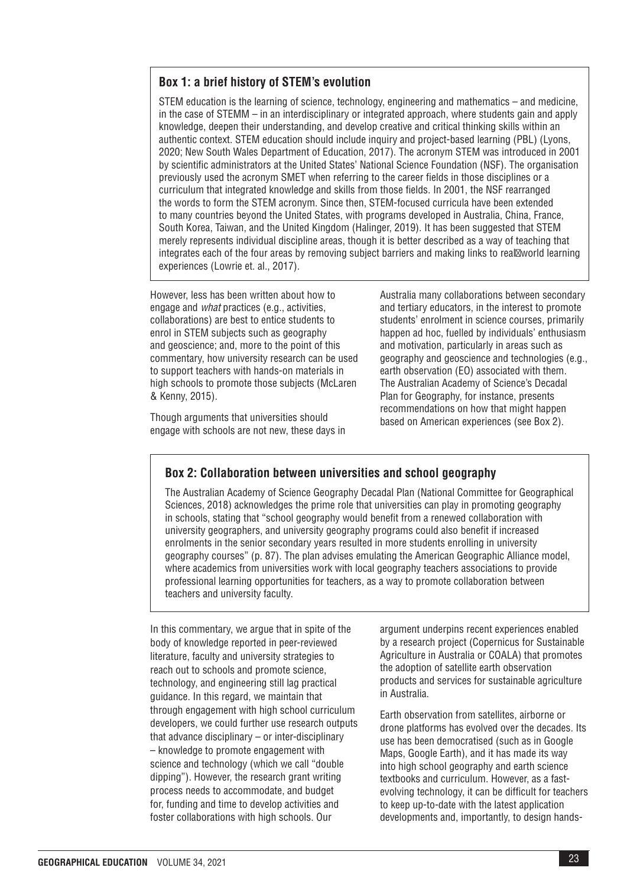### Box 1: a brief history of STEM's evolution

STEM education is the learning of science, technology, engineering and mathematics – and medicine, in the case of STEMM – in an interdisciplinary or integrated approach, where students gain and apply knowledge, deepen their understanding, and develop creative and critical thinking skills within an authentic context. STEM education should include inquiry and project-based learning (PBL) (Lyons, 2020; New South Wales Department of Education, 2017). The acronym STEM was introduced in 2001 by scientific administrators at the United States' National Science Foundation (NSF). The organisation previously used the acronym SMET when referring to the career fields in those disciplines or a curriculum that integrated knowledge and skills from those fields. In 2001, the NSF rearranged the words to form the STEM acronym. Since then, STEM-focused curricula have been extended to many countries beyond the United States, with programs developed in Australia, China, France, South Korea, Taiwan, and the United Kingdom (Halinger, 2019). It has been suggested that STEM merely represents individual discipline areas, though it is better described as a way of teaching that integrates each of the four areas by removing subject barriers and making links to real‐world learning experiences (Lowrie et. al., 2017).

However, less has been written about how to engage and *what* practices (e.g., activities, collaborations) are best to entice students to enrol in STEM subjects such as geography and geoscience; and, more to the point of this commentary, how university research can be used to support teachers with hands-on materials in high schools to promote those subjects (McLaren & Kenny, 2015).

Though arguments that universities should engage with schools are not new, these days in Australia many collaborations between secondary and tertiary educators, in the interest to promote students' enrolment in science courses, primarily happen ad hoc, fuelled by individuals' enthusiasm and motivation, particularly in areas such as geography and geoscience and technologies (e.g., earth observation (EO) associated with them. The Australian Academy of Science's Decadal Plan for Geography, for instance, presents recommendations on how that might happen based on American experiences (see Box 2).

### Box 2: Collaboration between universities and school geography

The Australian Academy of Science Geography Decadal Plan (National Committee for Geographical Sciences, 2018) acknowledges the prime role that universities can play in promoting geography in schools, stating that "school geography would benefit from a renewed collaboration with university geographers, and university geography programs could also benefit if increased enrolments in the senior secondary years resulted in more students enrolling in university geography courses" (p. 87). The plan advises emulating the American Geographic Alliance model, where academics from universities work with local geography teachers associations to provide professional learning opportunities for teachers, as a way to promote collaboration between teachers and university faculty.

In this commentary, we argue that in spite of the body of knowledge reported in peer-reviewed literature, faculty and university strategies to reach out to schools and promote science, technology, and engineering still lag practical guidance. In this regard, we maintain that through engagement with high school curriculum developers, we could further use research outputs that advance disciplinary – or inter-disciplinary – knowledge to promote engagement with science and technology (which we call "double dipping"). However, the research grant writing process needs to accommodate, and budget for, funding and time to develop activities and foster collaborations with high schools. Our argument underpins recent experiences enabled by a research project (Copernicus for Sustainable Agriculture in Australia or COALA) that promotes the adoption of satellite earth observation products and services for sustainable agriculture in Australia.

Earth observation from satellites, airborne or drone platforms has evolved over the decades. Its use has been democratised (such as in Google Maps, Google Earth), and it has made its way into high school geography and earth science textbooks and curriculum. However, as a fast-evolving technology, it can be difficult for teachers to keep up-to-date with the latest application developments and, importantly, to design hands-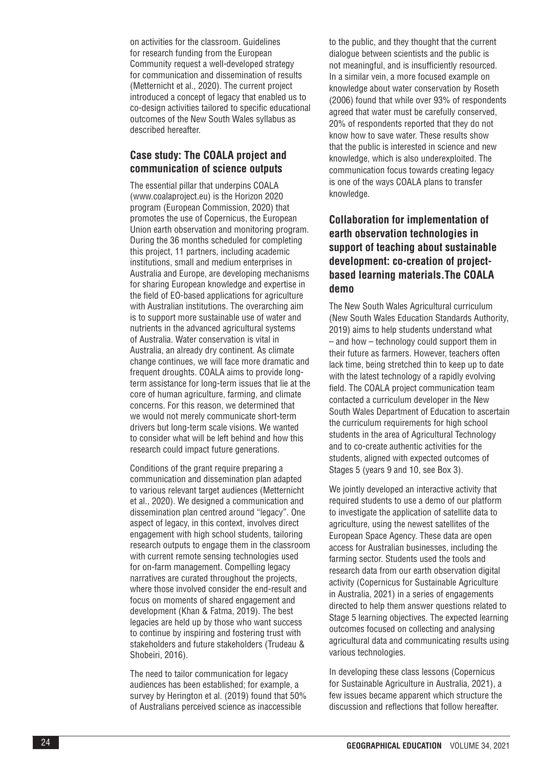on activities for the classroom. Guidelines for research funding from the European Community request a well-developed strategy for communication and dissemination of results (Metternicht et al., 2020). The current project introduced a concept of legacy that enabled us to co-design activities tailored to specific educational outcomes of the New South Wales syllabus as described hereafter.

## Case study: The COALA project and communication of science outputs

The essential pillar that underpins COALA (www.coalaproject.eu) is the Horizon 2020 program (European Commission, 2020) that promotes the use of Copernicus, the European Union earth observation and monitoring program. During the 36 months scheduled for completing this project, 11 partners, including academic institutions, small and medium enterprises in Australia and Europe, are developing mechanisms for sharing European knowledge and expertise in the field of EO-based applications for agriculture with Australian institutions. The overarching aim is to support more sustainable use of water and nutrients in the advanced agricultural systems of Australia. Water conservation is vital in Australia, an already dry continent. As climate change continues, we will face more dramatic and frequent droughts. COALA aims to provide long-term assistance for long-term issues that lie at the core of human agriculture, farming, and climate concerns. For this reason, we determined that we would not merely communicate short-term drivers but long-term scale visions. We wanted to consider what will be left behind and how this research could impact future generations.

Conditions of the grant require preparing a communication and dissemination plan adapted to various relevant target audiences (Metternicht et al., 2020). We designed a communication and dissemination plan centred around "legacy". One aspect of legacy, in this context, involves direct engagement with high school students, tailoring research outputs to engage them in the classroom with current remote sensing technologies used for on-farm management. Compelling legacy narratives are curated throughout the projects, where those involved consider the end-result and focus on moments of shared engagement and development (Khan & Fatma, 2019). The best legacies are held up by those who want success to continue by inspiring and fostering trust with stakeholders and future stakeholders (Trudeau & Shobeiri, 2016).

The need to tailor communication for legacy audiences has been established; for example, a survey by Herington et al. (2019) found that 50% of Australians perceived science as inaccessible to the public, and they thought that the current dialogue between scientists and the public is not meaningful, and is insufficiently resourced. In a similar vein, a more focused example on knowledge about water conservation by Roseth (2006) found that while over 93% of respondents agreed that water must be carefully conserved, 20% of respondents reported that they do not know how to save water. These results show that the public is interested in science and new knowledge, which is also underexploited. The communication focus towards creating legacy is one of the ways COALA plans to transfer knowledge.

## Collaboration for implementation of earth observation technologies in support of teaching about sustainable development: co-creation of project-based learning materials.The COALA demo

The New South Wales Agricultural curriculum (New South Wales Education Standards Authority, 2019) aims to help students understand what – and how – technology could support them in their future as farmers. However, teachers often lack time, being stretched thin to keep up to date with the latest technology of a rapidly evolving field. The COALA project communication team contacted a curriculum developer in the New South Wales Department of Education to ascertain the curriculum requirements for high school students in the area of Agricultural Technology and to co-create authentic activities for the students, aligned with expected outcomes of Stages 5 (years 9 and 10, see Box 3).

We jointly developed an interactive activity that required students to use a demo of our platform to investigate the application of satellite data to agriculture, using the newest satellites of the European Space Agency. These data are open access for Australian businesses, including the farming sector. Students used the tools and research data from our earth observation digital activity (Copernicus for Sustainable Agriculture in Australia, 2021) in a series of engagements directed to help them answer questions related to Stage 5 learning objectives. The expected learning outcomes focused on collecting and analysing agricultural data and communicating results using various technologies.

In developing these class lessons (Copernicus for Sustainable Agriculture in Australia, 2021), a few issues became apparent which structure the discussion and reflections that follow hereafter.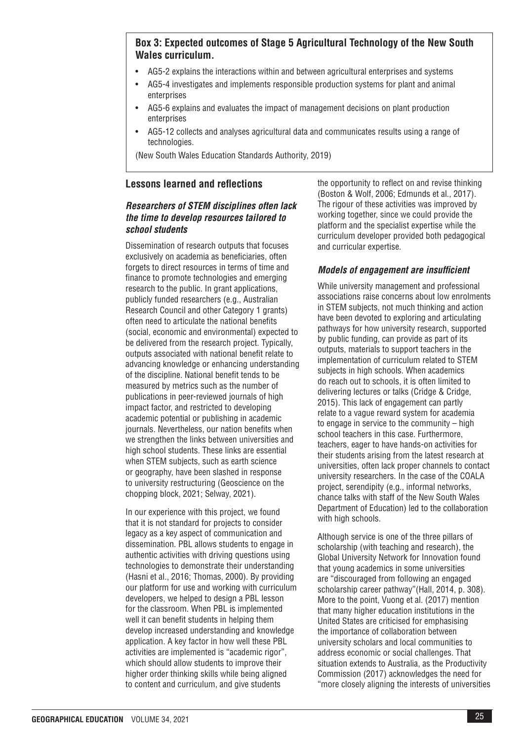**Box 3: Expected outcomes of Stage 5 Agricultural Technology of the New South Wales curriculum.**

- AG5-2 explains the interactions within and between agricultural enterprises and systems
- AG5-4 investigates and implements responsible production systems for plant and animal enterprises
- AG5-6 explains and evaluates the impact of management decisions on plant production enterprises
- AG5-12 collects and analyses agricultural data and communicates results using a range of technologies.

(New South Wales Education Standards Authority, 2019)

## Lessons learned and reflections

### *Researchers of STEM disciplines often lack the time to develop resources tailored to school students*

Dissemination of research outputs that focuses exclusively on academia as beneficiaries, often forgets to direct resources in terms of time and finance to promote technologies and emerging research to the public. In grant applications, publicly funded researchers (e.g., Australian Research Council and other Category 1 grants) often need to articulate the national benefits (social, economic and environmental) expected to be delivered from the research project. Typically, outputs associated with national benefit relate to advancing knowledge or enhancing understanding of the discipline. National benefit tends to be measured by metrics such as the number of publications in peer-reviewed journals of high impact factor, and restricted to developing academic potential or publishing in academic journals. Nevertheless, our nation benefits when we strengthen the links between universities and high school students. These links are essential when STEM subjects, such as earth science or geography, have been slashed in response to university restructuring (Geoscience on the chopping block, 2021; Selway, 2021).

In our experience with this project, we found that it is not standard for projects to consider legacy as a key aspect of communication and dissemination. PBL allows students to engage in authentic activities with driving questions using technologies to demonstrate their understanding (Hasni et al., 2016; Thomas, 2000). By providing our platform for use and working with curriculum developers, we helped to design a PBL lesson for the classroom. When PBL is implemented well it can benefit students in helping them develop increased understanding and knowledge application. A key factor in how well these PBL activities are implemented is "academic rigor", which should allow students to improve their higher order thinking skills while being aligned to content and curriculum, and give students the opportunity to reflect on and revise thinking (Boston & Wolf, 2006; Edmunds et al., 2017). The rigour of these activities was improved by working together, since we could provide the platform and the specialist expertise while the curriculum developer provided both pedagogical and curricular expertise.

### *Models of engagement are insufficient*

While university management and professional associations raise concerns about low enrolments in STEM subjects, not much thinking and action have been devoted to exploring and articulating pathways for how university research, supported by public funding, can provide as part of its outputs, materials to support teachers in the implementation of curriculum related to STEM subjects in high schools. When academics do reach out to schools, it is often limited to delivering lectures or talks (Cridge & Cridge, 2015). This lack of engagement can partly relate to a vague reward system for academia to engage in service to the community – high school teachers in this case. Furthermore, teachers, eager to have hands-on activities for their students arising from the latest research at universities, often lack proper channels to contact university researchers. In the case of the COALA project, serendipity (e.g., informal networks, chance talks with staff of the New South Wales Department of Education) led to the collaboration with high schools.

Although service is one of the three pillars of scholarship (with teaching and research), the Global University Network for Innovation found that young academics in some universities are "discouraged from following an engaged scholarship career pathway"(Hall, 2014, p. 308). More to the point, Vuong et al. (2017) mention that many higher education institutions in the United States are criticised for emphasising the importance of collaboration between university scholars and local communities to address economic or social challenges. That situation extends to Australia, as the Productivity Commission (2017) acknowledges the need for "more closely aligning the interests of universities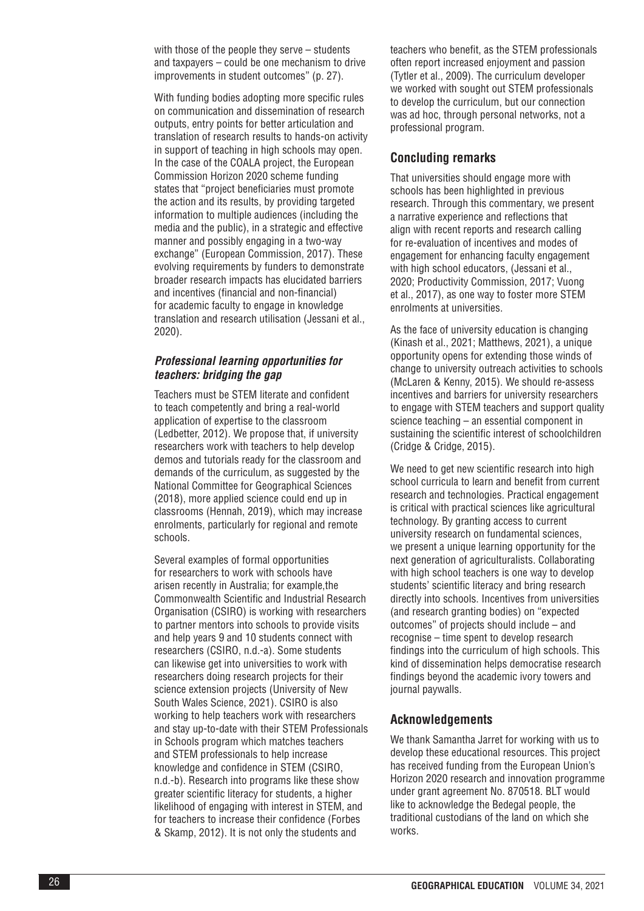with those of the people they serve – students and taxpayers – could be one mechanism to drive improvements in student outcomes" (p. 27).

With funding bodies adopting more specific rules on communication and dissemination of research outputs, entry points for better articulation and translation of research results to hands-on activity in support of teaching in high schools may open. In the case of the COALA project, the European Commission Horizon 2020 scheme funding states that "project beneficiaries must promote the action and its results, by providing targeted information to multiple audiences (including the media and the public), in a strategic and effective manner and possibly engaging in a two-way exchange" (European Commission, 2017). These evolving requirements by funders to demonstrate broader research impacts has elucidated barriers and incentives (financial and non-financial) for academic faculty to engage in knowledge translation and research utilisation (Jessani et al., 2020).

### *Professional learning opportunities for teachers: bridging the gap*

Teachers must be STEM literate and confident to teach competently and bring a real-world application of expertise to the classroom (Ledbetter, 2012). We propose that, if university researchers work with teachers to help develop demos and tutorials ready for the classroom and demands of the curriculum, as suggested by the National Committee for Geographical Sciences (2018), more applied science could end up in classrooms (Hennah, 2019), which may increase enrolments, particularly for regional and remote schools.

Several examples of formal opportunities for researchers to work with schools have arisen recently in Australia; for example,the Commonwealth Scientific and Industrial Research Organisation (CSIRO) is working with researchers to partner mentors into schools to provide visits and help years 9 and 10 students connect with researchers (CSIRO, n.d.-a). Some students can likewise get into universities to work with researchers doing research projects for their science extension projects (University of New South Wales Science, 2021). CSIRO is also working to help teachers work with researchers and stay up-to-date with their STEM Professionals in Schools program which matches teachers and STEM professionals to help increase knowledge and confidence in STEM (CSIRO, n.d.-b). Research into programs like these show greater scientific literacy for students, a higher likelihood of engaging with interest in STEM, and for teachers to increase their confidence (Forbes & Skamp, 2012). It is not only the students and teachers who benefit, as the STEM professionals often report increased enjoyment and passion (Tytler et al., 2009). The curriculum developer we worked with sought out STEM professionals to develop the curriculum, but our connection was ad hoc, through personal networks, not a professional program.

## Concluding remarks

That universities should engage more with schools has been highlighted in previous research. Through this commentary, we present a narrative experience and reflections that align with recent reports and research calling for re-evaluation of incentives and modes of engagement for enhancing faculty engagement with high school educators, (Jessani et al., 2020; Productivity Commission, 2017; Vuong et al., 2017), as one way to foster more STEM enrolments at universities.

As the face of university education is changing (Kinash et al., 2021; Matthews, 2021), a unique opportunity opens for extending those winds of change to university outreach activities to schools (McLaren & Kenny, 2015). We should re-assess incentives and barriers for university researchers to engage with STEM teachers and support quality science teaching – an essential component in sustaining the scientific interest of schoolchildren (Cridge & Cridge, 2015).

We need to get new scientific research into high school curricula to learn and benefit from current research and technologies. Practical engagement is critical with practical sciences like agricultural technology. By granting access to current university research on fundamental sciences, we present a unique learning opportunity for the next generation of agriculturalists. Collaborating with high school teachers is one way to develop students' scientific literacy and bring research directly into schools. Incentives from universities (and research granting bodies) on "expected outcomes" of projects should include – and recognise – time spent to develop research findings into the curriculum of high schools. This kind of dissemination helps democratise research findings beyond the academic ivory towers and journal paywalls.

## Acknowledgements

We thank Samantha Jarret for working with us to develop these educational resources. This project has received funding from the European Union's Horizon 2020 research and innovation programme under grant agreement No. 870518. BLT would like to acknowledge the Bedegal people, the traditional custodians of the land on which she works.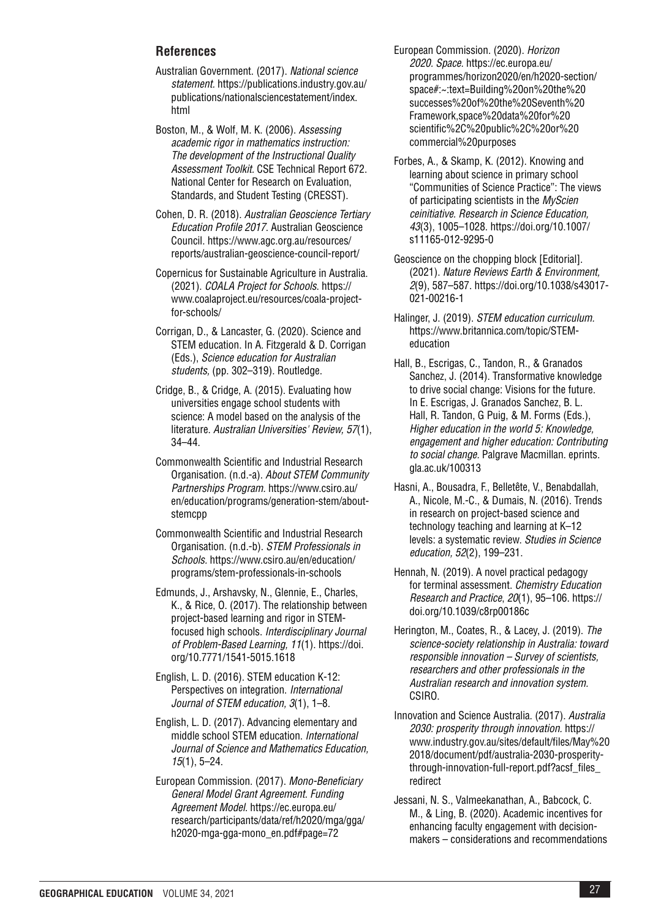## References

Australian Government. (2017). *National science statement*. https://publications.industry.gov.au/publications/nationalsciencestatement/index.html

Boston, M., & Wolf, M. K. (2006). *Assessing academic rigor in mathematics instruction: The development of the Instructional Quality Assessment Toolkit*. CSE Technical Report 672. National Center for Research on Evaluation, Standards, and Student Testing (CRESST).

Cohen, D. R. (2018). *Australian Geoscience Tertiary Education Profile 2017*. Australian Geoscience Council. https://www.agc.org.au/resources/reports/australian-geoscience-council-report/

Copernicus for Sustainable Agriculture in Australia. (2021). *COALA Project for Schools*. https://www.coalaproject.eu/resources/coala-project-for-schools/

Corrigan, D., & Lancaster, G. (2020). Science and STEM education. In A. Fitzgerald & D. Corrigan (Eds.), *Science education for Australian students,* (pp. 302–319). Routledge.

Cridge, B., & Cridge, A. (2015). Evaluating how universities engage school students with science: A model based on the analysis of the literature. *Australian Universities' Review, 57*(1), 34–44.

Commonwealth Scientific and Industrial Research Organisation. (n.d.-a). *About STEM Community Partnerships Program.* https://www.csiro.au/en/education/programs/generation-stem/about-stemcpp

Commonwealth Scientific and Industrial Research Organisation. (n.d.-b). *STEM Professionals in Schools.* https://www.csiro.au/en/education/programs/stem-professionals-in-schools

Edmunds, J., Arshavsky, N., Glennie, E., Charles, K., & Rice, O. (2017). The relationship between project-based learning and rigor in STEM-focused high schools. *Interdisciplinary Journal of Problem-Based Learning, 11*(1). https://doi.org/10.7771/1541-5015.1618

English, L. D. (2016). STEM education K-12: Perspectives on integration. *International Journal of STEM education, 3*(1), 1–8.

English, L. D. (2017). Advancing elementary and middle school STEM education. *International Journal of Science and Mathematics Education, 15*(1), 5–24.

European Commission. (2017). *Mono-Beneficiary General Model Grant Agreement. Funding Agreement Model.* https://ec.europa.eu/research/participants/data/ref/h2020/mga/gga/h2020-mga-gga-mono_en.pdf#page=72

European Commission. (2020). *Horizon 2020. Space.* https://ec.europa.eu/programmes/horizon2020/en/h2020-section/space#:~:text=Building%20on%20the%20successes%20of%20the%20Seventh%20Framework,space%20data%20for%20scientific%2C%20public%2C%20or%20commercial%20purposes

Forbes, A., & Skamp, K. (2012). Knowing and learning about science in primary school "Communities of Science Practice": The views of participating scientists in the *MyScien ceinitiative. Research in Science Education, 43*(3), 1005–1028. https://doi.org/10.1007/s11165-012-9295-0

Geoscience on the chopping block [Editorial]. (2021). *Nature Reviews Earth & Environment, 2*(9), 587–587. https://doi.org/10.1038/s43017-021-00216-1

Halinger, J. (2019). *STEM education curriculum.* https://www.britannica.com/topic/STEM-education

Hall, B., Escrigas, C., Tandon, R., & Granados Sanchez, J. (2014). Transformative knowledge to drive social change: Visions for the future. In E. Escrigas, J. Granados Sanchez, B. L. Hall, R. Tandon, G Puig, & M. Forms (Eds.), *Higher education in the world 5: Knowledge, engagement and higher education: Contributing to social change.* Palgrave Macmillan. eprints.gla.ac.uk/100313

Hasni, A., Bousadra, F., Belletête, V., Benabdallah, A., Nicole, M.-C., & Dumais, N. (2016). Trends in research on project-based science and technology teaching and learning at K–12 levels: a systematic review. *Studies in Science education, 52*(2), 199–231.

Hennah, N. (2019). A novel practical pedagogy for terminal assessment. *Chemistry Education Research and Practice*, *20*(1), 95–106. https://doi.org/10.1039/c8rp00186c

Herington, M., Coates, R., & Lacey, J. (2019). *The science-society relationship in Australia: toward responsible innovation – Survey of scientists, researchers and other professionals in the Australian research and innovation system.* CSIRO.

Innovation and Science Australia. (2017). *Australia 2030: prosperity through innovation.* https://www.industry.gov.au/sites/default/files/May%202018/document/pdf/australia-2030-prosperity-through-innovation-full-report.pdf?acsf_files_redirect

Jessani, N. S., Valmeekanathan, A., Babcock, C. M., & Ling, B. (2020). Academic incentives for enhancing faculty engagement with decision-makers – considerations and recommendations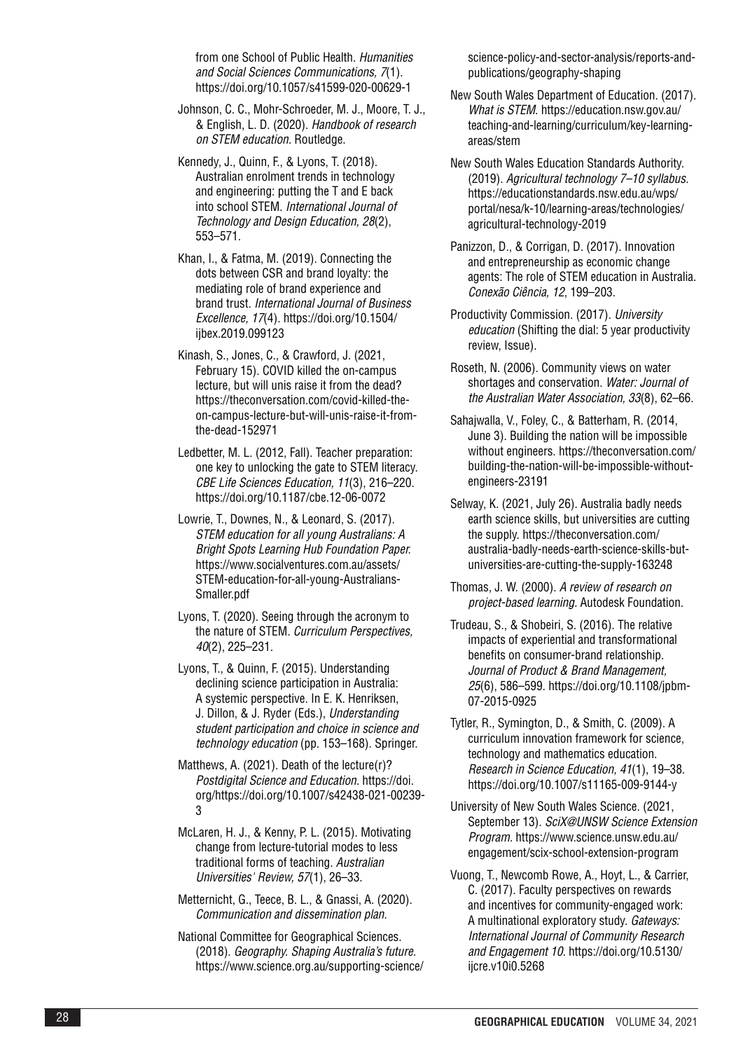from one School of Public Health. *Humanities and Social Sciences Communications, 7*(1). https://doi.org/10.1057/s41599-020-00629-1

Johnson, C. C., Mohr-Schroeder, M. J., Moore, T. J., & English, L. D. (2020). *Handbook of research on STEM education.* Routledge.

Kennedy, J., Quinn, F., & Lyons, T. (2018). Australian enrolment trends in technology and engineering: putting the T and E back into school STEM. *International Journal of Technology and Design Education, 28*(2), 553–571.

Khan, I., & Fatma, M. (2019). Connecting the dots between CSR and brand loyalty: the mediating role of brand experience and brand trust. *International Journal of Business Excellence, 17*(4). https://doi.org/10.1504/ijbex.2019.099123

Kinash, S., Jones, C., & Crawford, J. (2021, February 15). COVID killed the on-campus lecture, but will unis raise it from the dead? https://theconversation.com/covid-killed-the-on-campus-lecture-but-will-unis-raise-it-from-the-dead-152971

Ledbetter, M. L. (2012, Fall). Teacher preparation: one key to unlocking the gate to STEM literacy. *CBE Life Sciences Education, 11*(3), 216–220. https://doi.org/10.1187/cbe.12-06-0072

Lowrie, T., Downes, N., & Leonard, S. (2017). *STEM education for all young Australians: A Bright Spots Learning Hub Foundation Paper.* https://www.socialventures.com.au/assets/STEM-education-for-all-young-Australians-Smaller.pdf

Lyons, T. (2020). Seeing through the acronym to the nature of STEM. *Curriculum Perspectives, 40*(2), 225–231.

Lyons, T., & Quinn, F. (2015). Understanding declining science participation in Australia: A systemic perspective. In E. K. Henriksen, J. Dillon, & J. Ryder (Eds.), *Understanding student participation and choice in science and technology education* (pp. 153–168). Springer.

Matthews, A. (2021). Death of the lecture(r)? *Postdigital Science and Education.* https://doi.org/https://doi.org/10.1007/s42438-021-00239-3

McLaren, H. J., & Kenny, P. L. (2015). Motivating change from lecture-tutorial modes to less traditional forms of teaching. *Australian Universities' Review, 57*(1), 26–33.

Metternicht, G., Teece, B. L., & Gnassi, A. (2020). *Communication and dissemination plan.*

National Committee for Geographical Sciences. (2018). *Geography. Shaping Australia's future.* https://www.science.org.au/supporting-science/science-policy-and-sector-analysis/reports-and-publications/geography-shaping

New South Wales Department of Education. (2017). *What is STEM.* https://education.nsw.gov.au/teaching-and-learning/curriculum/key-learning-areas/stem

New South Wales Education Standards Authority. (2019). *Agricultural technology 7–10 syllabus.* https://educationstandards.nsw.edu.au/wps/portal/nesa/k-10/learning-areas/technologies/agricultural-technology-2019

Panizzon, D., & Corrigan, D. (2017). Innovation and entrepreneurship as economic change agents: The role of STEM education in Australia. *Conexão Ciência, 12*, 199–203.

Productivity Commission. (2017). *University education* (Shifting the dial: 5 year productivity review, Issue).

Roseth, N. (2006). Community views on water shortages and conservation. *Water: Journal of the Australian Water Association, 33*(8), 62–66.

Sahajwalla, V., Foley, C., & Batterham, R. (2014, June 3). Building the nation will be impossible without engineers. https://theconversation.com/building-the-nation-will-be-impossible-without-engineers-23191

Selway, K. (2021, July 26). Australia badly needs earth science skills, but universities are cutting the supply. https://theconversation.com/australia-badly-needs-earth-science-skills-but-universities-are-cutting-the-supply-163248

Thomas, J. W. (2000). *A review of research on project-based learning.* Autodesk Foundation.

Trudeau, S., & Shobeiri, S. (2016). The relative impacts of experiential and transformational benefits on consumer-brand relationship. *Journal of Product & Brand Management, 25*(6), 586–599. https://doi.org/10.1108/jpbm-07-2015-0925

Tytler, R., Symington, D., & Smith, C. (2009). A curriculum innovation framework for science, technology and mathematics education. *Research in Science Education, 41*(1), 19–38. https://doi.org/10.1007/s11165-009-9144-y

University of New South Wales Science. (2021, September 13). *SciX@UNSW Science Extension Program.* https://www.science.unsw.edu.au/engagement/scix-school-extension-program

Vuong, T., Newcomb Rowe, A., Hoyt, L., & Carrier, C. (2017). Faculty perspectives on rewards and incentives for community-engaged work: A multinational exploratory study. *Gateways: International Journal of Community Research and Engagement 10.* https://doi.org/10.5130/ijcre.v10i0.5268